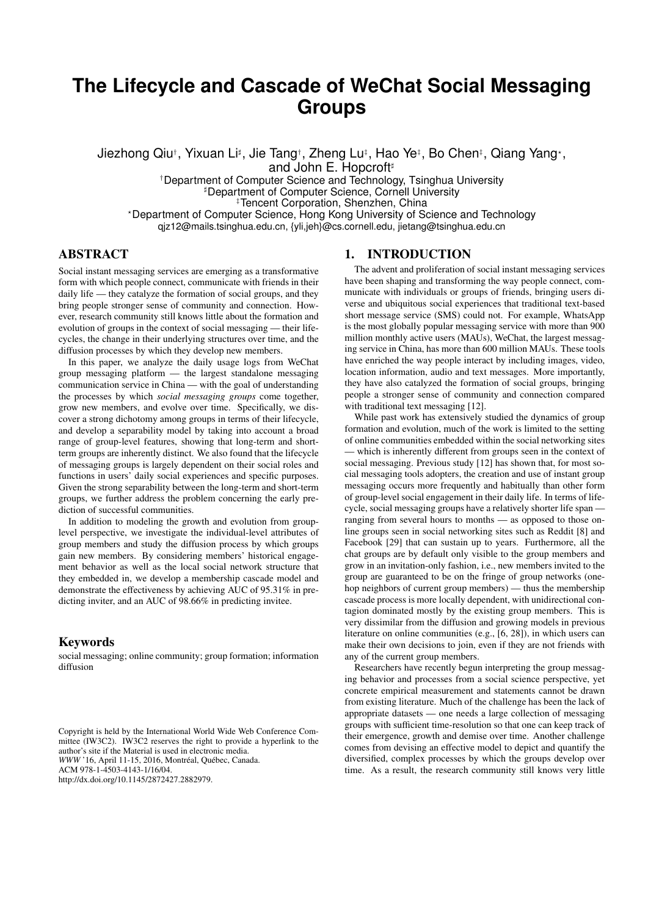# The Lifecycle and Cascade of WeChat Social Messaging Groups

Jiezhong Qiu[†], Yixuan Li[♯], Jie Tang[†], Zheng Lu[‡], Hao Ye[‡], Bo Chen[‡], Qiang Yang[⋆], and John E. Hopcroft[♯]

[†]Department of Computer Science and Technology, Tsinghua University
[♯]Department of Computer Science, Cornell University
[‡]Tencent Corporation, Shenzhen, China
[⋆]Department of Computer Science, Hong Kong University of Science and Technology
qjz12@mails.tsinghua.edu.cn, {yli,jeh}@cs.cornell.edu, jietang@tsinghua.edu.cn

## ABSTRACT

Social instant messaging services are emerging as a transformative form with which people connect, communicate with friends in their daily life — they catalyze the formation of social groups, and they bring people stronger sense of community and connection. However, research community still knows little about the formation and evolution of groups in the context of social messaging — their lifecycles, the change in their underlying structures over time, and the diffusion processes by which they develop new members.

In this paper, we analyze the daily usage logs from WeChat group messaging platform — the largest standalone messaging communication service in China — with the goal of understanding the processes by which *social messaging groups* come together, grow new members, and evolve over time. Specifically, we discover a strong dichotomy among groups in terms of their lifecycle, and develop a separability model by taking into account a broad range of group-level features, showing that long-term and short-term groups are inherently distinct. We also found that the lifecycle of messaging groups is largely dependent on their social roles and functions in users' daily social experiences and specific purposes. Given the strong separability between the long-term and short-term groups, we further address the problem concerning the early prediction of successful communities.

In addition to modeling the growth and evolution from group-level perspective, we investigate the individual-level attributes of group members and study the diffusion process by which groups gain new members. By considering members' historical engagement behavior as well as the local social network structure that they embedded in, we develop a membership cascade model and demonstrate the effectiveness by achieving AUC of 95.31% in predicting inviter, and an AUC of 98.66% in predicting invitee.

## Keywords

social messaging; online community; group formation; information diffusion

Copyright is held by the International World Wide Web Conference Committee (IW3C2). IW3C2 reserves the right to provide a hyperlink to the author's site if the Material is used in electronic media.
*WWW* '16, April 11-15, 2016, Montréal, Québec, Canada.
ACM 978-1-4503-4143-1/16/04.
http://dx.doi.org/10.1145/2872427.2882979.

## 1. INTRODUCTION

The advent and proliferation of social instant messaging services have been shaping and transforming the way people connect, communicate with individuals or groups of friends, bringing users diverse and ubiquitous social experiences that traditional text-based short message service (SMS) could not. For example, WhatsApp is the most globally popular messaging service with more than 900 million monthly active users (MAUs), WeChat, the largest messaging service in China, has more than 600 million MAUs. These tools have enriched the way people interact by including images, video, location information, audio and text messages. More importantly, they have also catalyzed the formation of social groups, bringing people a stronger sense of community and connection compared with traditional text messaging [12].

While past work has extensively studied the dynamics of group formation and evolution, much of the work is limited to the setting of online communities embedded within the social networking sites — which is inherently different from groups seen in the context of social messaging. Previous study [12] has shown that, for most social messaging tools adopters, the creation and use of instant group messaging occurs more frequently and habitually than other form of group-level social engagement in their daily life. In terms of lifecycle, social messaging groups have a relatively shorter life span — ranging from several hours to months — as opposed to those online groups seen in social networking sites such as Reddit [8] and Facebook [29] that can sustain up to years. Furthermore, all the chat groups are by default only visible to the group members and grow in an invitation-only fashion, i.e., new members invited to the group are guaranteed to be on the fringe of group networks (one-hop neighbors of current group members) — thus the membership cascade process is more locally dependent, with unidirectional contagion dominated mostly by the existing group members. This is very dissimilar from the diffusion and growing models in previous literature on online communities (e.g., [6, 28]), in which users can make their own decisions to join, even if they are not friends with any of the current group members.

Researchers have recently begun interpreting the group messaging behavior and processes from a social science perspective, yet concrete empirical measurement and statements cannot be drawn from existing literature. Much of the challenge has been the lack of appropriate datasets — one needs a large collection of messaging groups with sufficient time-resolution so that one can keep track of their emergence, growth and demise over time. Another challenge comes from devising an effective model to depict and quantify the diversified, complex processes by which the groups develop over time. As a result, the research community still knows very little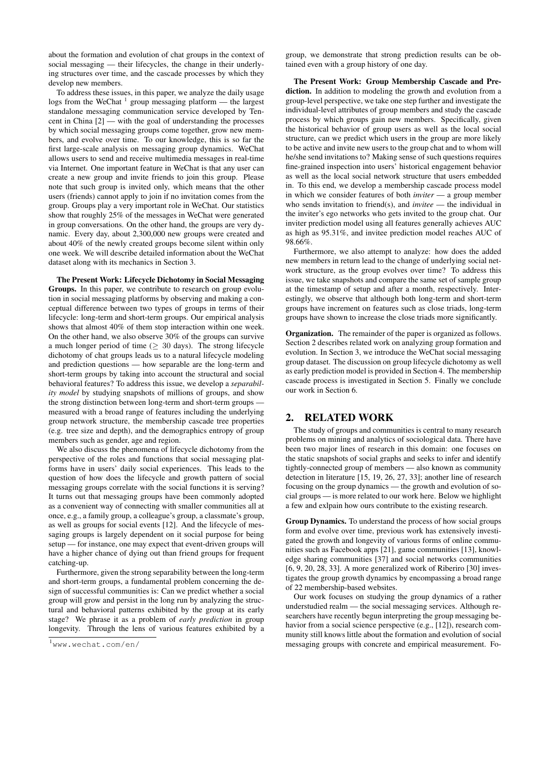about the formation and evolution of chat groups in the context of social messaging — their lifecycles, the change in their underlying structures over time, and the cascade processes by which they develop new members.

To address these issues, in this paper, we analyze the daily usage logs from the WeChat [1] group messaging platform — the largest standalone messaging communication service developed by Tencent in China [2] — with the goal of understanding the processes by which social messaging groups come together, grow new members, and evolve over time. To our knowledge, this is so far the first large-scale analysis on messaging group dynamics. WeChat allows users to send and receive multimedia messages in real-time via Internet. One important feature in WeChat is that any user can create a new group and invite friends to join this group. Please note that such group is invited only, which means that the other users (friends) cannot apply to join if no invitation comes from the group. Groups play a very important role in WeChat. Our statistics show that roughly 25% of the messages in WeChat were generated in group conversations. On the other hand, the groups are very dynamic. Every day, about 2,300,000 new groups were created and about 40% of the newly created groups become silent within only one week. We will describe detailed information about the WeChat dataset along with its mechanics in Section 3.

**The Present Work: Lifecycle Dichotomy in Social Messaging Groups.** In this paper, we contribute to research on group evolution in social messaging platforms by observing and making a conceptual difference between two types of groups in terms of their lifecycle: long-term and short-term groups. Our empirical analysis shows that almost 40% of them stop interaction within one week. On the other hand, we also observe 30% of the groups can survive a much longer period of time ($\geq$ 30 days). The strong lifecycle dichotomy of chat groups leads us to a natural lifecycle modeling and prediction questions — how separable are the long-term and short-term groups by taking into account the structural and social behavioral features? To address this issue, we develop a *separability model* by studying snapshots of millions of groups, and show the strong distinction between long-term and short-term groups — measured with a broad range of features including the underlying group network structure, the membership cascade tree properties (e.g. tree size and depth), and the demographics entropy of group members such as gender, age and region.

We also discuss the phenomena of lifecycle dichotomy from the perspective of the roles and functions that social messaging platforms have in users' daily social experiences. This leads to the question of how does the lifecycle and growth pattern of social messaging groups correlate with the social functions it is serving? It turns out that messaging groups have been commonly adopted as a convenient way of connecting with smaller communities all at once, e.g., a family group, a colleague's group, a classmate's group, as well as groups for social events [12]. And the lifecycle of messaging groups is largely dependent on it social purpose for being setup — for instance, one may expect that event-driven groups will have a higher chance of dying out than friend groups for frequent catching-up.

Furthermore, given the strong separability between the long-term and short-term groups, a fundamental problem concerning the design of successful communities is: Can we predict whether a social group will grow and persist in the long run by analyzing the structural and behavioral patterns exhibited by the group at its early stage? We phrase it as a problem of *early prediction* in group longevity. Through the lens of various features exhibited by a group, we demonstrate that strong prediction results can be obtained even with a group history of one day.

**The Present Work: Group Membership Cascade and Prediction.** In addition to modeling the growth and evolution from a group-level perspective, we take one step further and investigate the individual-level attributes of group members and study the cascade process by which groups gain new members. Specifically, given the historical behavior of group users as well as the local social structure, can we predict which users in the group are more likely to be active and invite new users to the group chat and to whom will he/she send invitations to? Making sense of such questions requires fine-grained inspection into users' historical engagement behavior as well as the local social network structure that users embedded in. To this end, we develop a membership cascade process model in which we consider features of both *inviter* — a group member who sends invitation to friend(s), and *invitee* — the individual in the inviter's ego networks who gets invited to the group chat. Our inviter prediction model using all features generally achieves AUC as high as 95.31%, and invitee prediction model reaches AUC of 98.66%.

Furthermore, we also attempt to analyze: how does the added new members in return lead to the change of underlying social network structure, as the group evolves over time? To address this issue, we take snapshots and compare the same set of sample group at the timestamp of setup and after a month, respectively. Interestingly, we observe that although both long-term and short-term groups have increment on features such as close triads, long-term groups have shown to increase the close triads more significantly.

**Organization.** The remainder of the paper is organized as follows. Section 2 describes related work on analyzing group formation and evolution. In Section 3, we introduce the WeChat social messaging group dataset. The discussion on group lifecycle dichotomy as well as early prediction model is provided in Section 4. The membership cascade process is investigated in Section 5. Finally we conclude our work in Section 6.

## 2. RELATED WORK

The study of groups and communities is central to many research problems on mining and analytics of sociological data. There have been two major lines of research in this domain: one focuses on the static snapshots of social graphs and seeks to infer and identify tightly-connected group of members — also known as community detection in literature [15, 19, 26, 27, 33]; another line of research focusing on the group dynamics — the growth and evolution of social groups — is more related to our work here. Below we highlight a few and exlpain how ours contribute to the existing research.

**Group Dynamics.** To understand the process of how social groups form and evolve over time, previous work has extensively investigated the growth and longevity of various forms of online communities such as Facebook apps [21], game communities [13], knowledge sharing communities [37] and social networks communities [6, 9, 20, 28, 33]. A more generalized work of Riberiro [30] investigates the group growth dynamics by encompassing a broad range of 22 membership-based websites.

Our work focuses on studying the group dynamics of a rather understudied realm — the social messaging services. Although researchers have recently begun interpreting the group messaging behavior from a social science perspective (e.g., [12]), research community still knows little about the formation and evolution of social messaging groups with concrete and empirical measurement. Fo-

[1] www.wechat.com/en/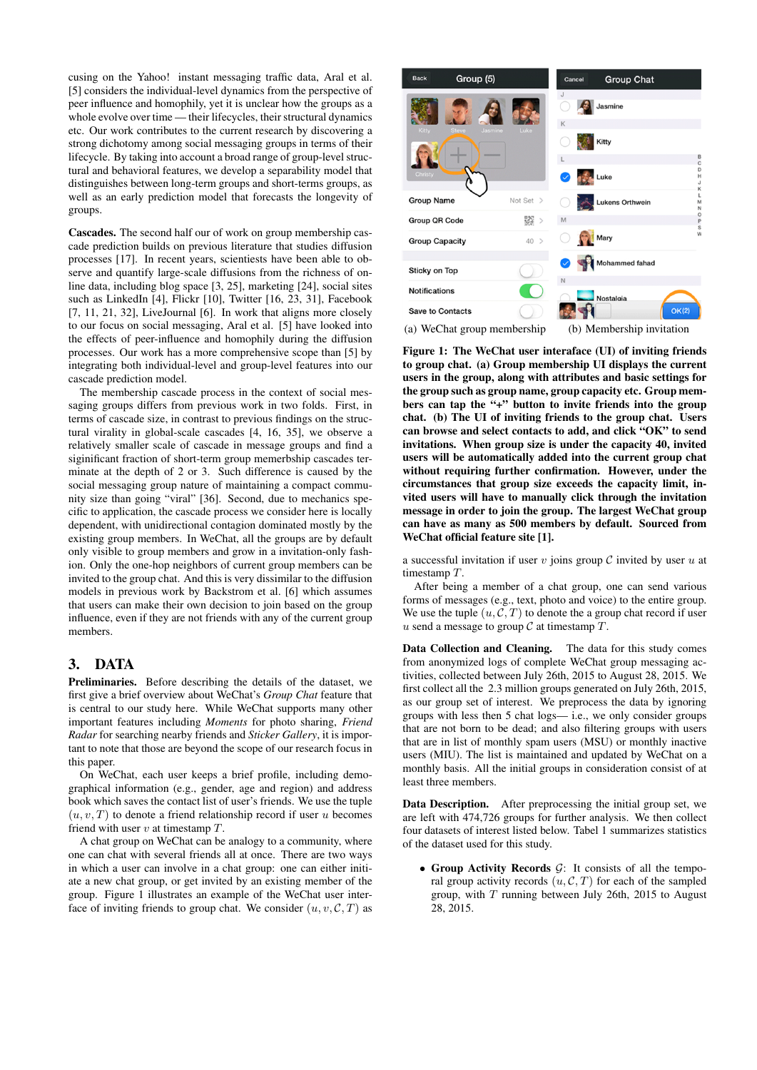cusing on the Yahoo! instant messaging traffic data, Aral et al. [5] considers the individual-level dynamics from the perspective of peer influence and homophily, yet it is unclear how the groups as a whole evolve over time — their lifecycles, their structural dynamics etc. Our work contributes to the current research by discovering a strong dichotomy among social messaging groups in terms of their lifecycle. By taking into account a broad range of group-level structural and behavioral features, we develop a separability model that distinguishes between long-term groups and short-terms groups, as well as an early prediction model that forecasts the longevity of groups.

**Cascades.** The second half our of work on group membership cascade prediction builds on previous literature that studies diffusion processes [17]. In recent years, scientiests have been able to observe and quantify large-scale diffusions from the richness of online data, including blog space [3, 25], marketing [24], social sites such as LinkedIn [4], Flickr [10], Twitter [16, 23, 31], Facebook [7, 11, 21, 32], LiveJournal [6]. In work that aligns more closely to our focus on social messaging, Aral et al. [5] have looked into the effects of peer-influence and homophily during the diffusion processes. Our work has a more comprehensive scope than [5] by integrating both individual-level and group-level features into our cascade prediction model.

The membership cascade process in the context of social messaging groups differs from previous work in two folds. First, in terms of cascade size, in contrast to previous findings on the structural virality in global-scale cascades [4, 16, 35], we observe a relatively smaller scale of cascade in message groups and find a siginificant fraction of short-term group memerbship cascades terminate at the depth of 2 or 3. Such difference is caused by the social messaging group nature of maintaining a compact community size than going "viral" [36]. Second, due to mechanics specific to application, the cascade process we consider here is locally dependent, with unidirectional contagion dominated mostly by the existing group members. In WeChat, all the groups are by default only visible to group members and grow in a invitation-only fashion. Only the one-hop neighbors of current group members can be invited to the group chat. And this is very dissimilar to the diffusion models in previous work by Backstrom et al. [6] which assumes that users can make their own decision to join based on the group influence, even if they are not friends with any of the current group members.

# 3. DATA

**Preliminaries.** Before describing the details of the dataset, we first give a brief overview about WeChat's *Group Chat* feature that is central to our study here. While WeChat supports many other important features including *Moments* for photo sharing, *Friend Radar* for searching nearby friends and *Sticker Gallery*, it is important to note that those are beyond the scope of our research focus in this paper.

On WeChat, each user keeps a brief profile, including demographical information (e.g., gender, age and region) and address book which saves the contact list of user's friends. We use the tuple $(u, v, T)$ to denote a friend relationship record if user $u$ becomes friend with user $v$ at timestamp $T$.

A chat group on WeChat can be analogy to a community, where one can chat with several friends all at once. There are two ways in which a user can involve in a chat group: one can either initiate a new chat group, or get invited by an existing member of the group. Figure 1 illustrates an example of the WeChat user interface of inviting friends to group chat. We consider $(u, v, \mathcal{C}, T)$ as

(a) WeChat group membership (b) Membership invitation

**Figure 1: The WeChat user interaface (UI) of inviting friends to group chat. (a) Group membership UI displays the current users in the group, along with attributes and basic settings for the group such as group name, group capacity etc. Group members can tap the "+" button to invite friends into the group chat. (b) The UI of inviting friends to the group chat. Users can browse and select contacts to add, and click "OK" to send invitations. When group size is under the capacity 40, invited users will be automatically added into the current group chat without requiring further confirmation. However, under the circumstances that group size exceeds the capacity limit, invited users will have to manually click through the invitation message in order to join the group. The largest WeChat group can have as many as 500 members by default. Sourced from WeChat official feature site [1].**

a successful invitation if user $v$ joins group $\mathcal{C}$ invited by user $u$ at timestamp $T$.

After being a member of a chat group, one can send various forms of messages (e.g., text, photo and voice) to the entire group. We use the tuple $(u, \mathcal{C}, T)$ to denote the a group chat record if user $u$ send a message to group $\mathcal{C}$ at timestamp $T$.

**Data Collection and Cleaning.** The data for this study comes from anonymized logs of complete WeChat group messaging activities, collected between July 26th, 2015 to August 28, 2015. We first collect all the 2.3 million groups generated on July 26th, 2015, as our group set of interest. We preprocess the data by ignoring groups with less then 5 chat logs— i.e., we only consider groups that are not born to be dead; and also filtering groups with users that are in list of monthly spam users (MSU) or monthly inactive users (MIU). The list is maintained and updated by WeChat on a monthly basis. All the initial groups in consideration consist of at least three members.

**Data Description.** After preprocessing the initial group set, we are left with 474,726 groups for further analysis. We then collect four datasets of interest listed below. Tabel 1 summarizes statistics of the dataset used for this study.

- **Group Activity Records** $\mathcal{G}$: It consists of all the temporal group activity records $(u, \mathcal{C}, T)$ for each of the sampled group, with $T$ running between July 26th, 2015 to August 28, 2015.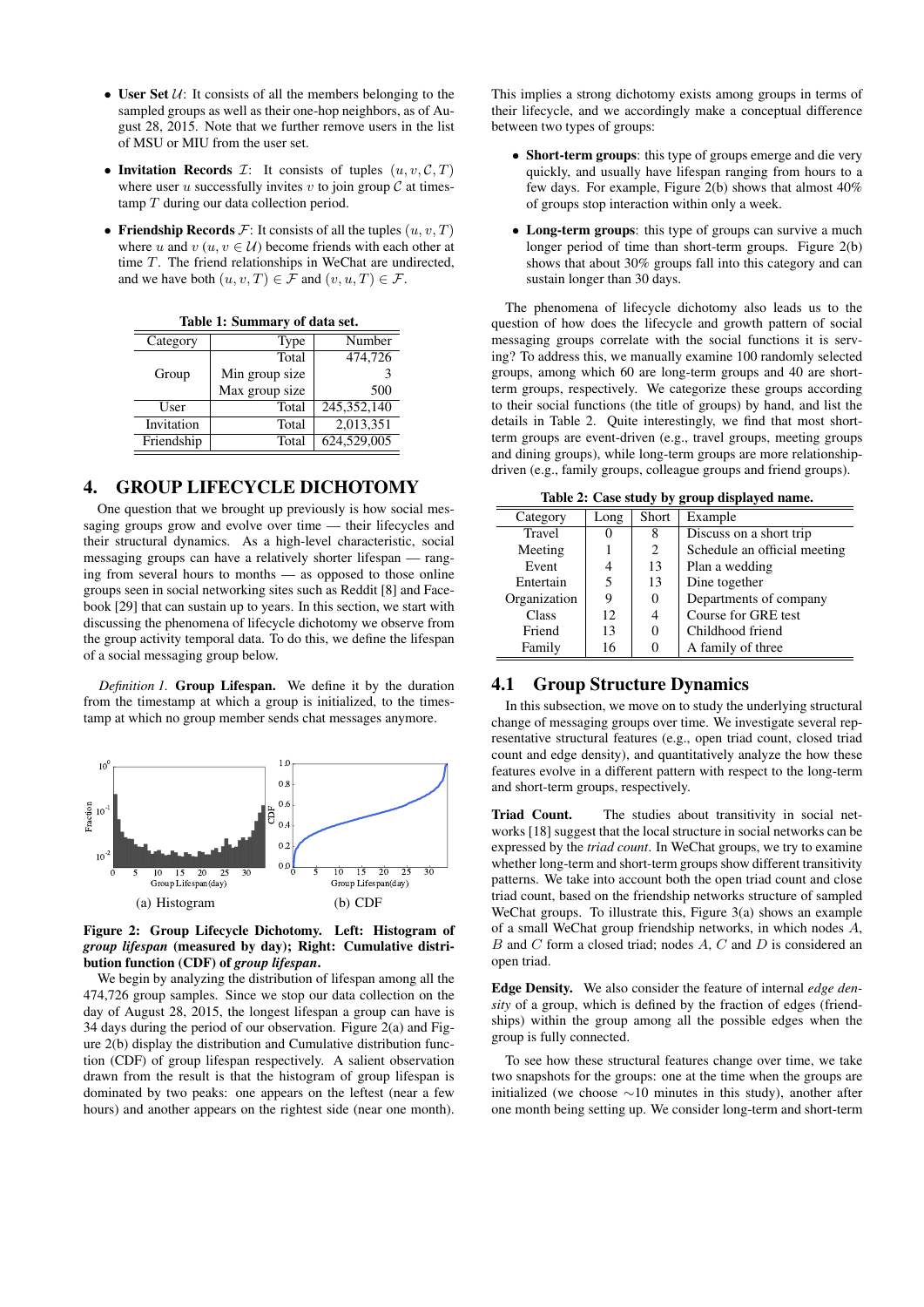- **User Set** $\mathcal{U}$: It consists of all the members belonging to the sampled groups as well as their one-hop neighbors, as of August 28, 2015. Note that we further remove users in the list of MSU or MIU from the user set.
- **Invitation Records** $\mathcal{I}$: It consists of tuples $(u, v, \mathcal{C}, T)$ where user $u$ successfully invites $v$ to join group $\mathcal{C}$ at timestamp $T$ during our data collection period.
- **Friendship Records** $\mathcal{F}$: It consists of all the tuples $(u, v, T)$ where $u$ and $v$ $(u, v \in \mathcal{U})$ become friends with each other at time $T$. The friend relationships in WeChat are undirected, and we have both $(u, v, T) \in \mathcal{F}$ and $(v, u, T) \in \mathcal{F}$.

**Table 1: Summary of data set.**

| Category | Type | Number |
|---|---|---|
| Group | Total | 474,726 |
| | Min group size | 3 |
| | Max group size | 500 |
| User | Total | 245,352,140 |
| Invitation | Total | 2,013,351 |
| Friendship | Total | 624,529,005 |

# 4. GROUP LIFECYCLE DICHOTOMY

One question that we brought up previously is how social messaging groups grow and evolve over time — their lifecycles and their structural dynamics. As a high-level characteristic, social messaging groups can have a relatively shorter lifespan — ranging from several hours to months — as opposed to those online groups seen in social networking sites such as Reddit [8] and Facebook [29] that can sustain up to years. In this section, we start with discussing the phenomena of lifecycle dichotomy we observe from the group activity temporal data. To do this, we define the lifespan of a social messaging group below.

*Definition 1.* **Group Lifespan.** We define it by the duration from the timestamp at which a group is initialized, to the timestamp at which no group member sends chat messages anymore.

(a) Histogram (b) CDF

**Figure 2: Group Lifecycle Dichotomy. Left: Histogram of *group lifespan* (measured by day); Right: Cumulative distribution function (CDF) of *group lifespan*.**

We begin by analyzing the distribution of lifespan among all the 474,726 group samples. Since we stop our data collection on the day of August 28, 2015, the longest lifespan a group can have is 34 days during the period of our observation. Figure 2(a) and Figure 2(b) display the distribution and Cumulative distribution function (CDF) of group lifespan respectively. A salient observation drawn from the result is that the histogram of group lifespan is dominated by two peaks: one appears on the leftest (near a few hours) and another appears on the rightest side (near one month). This implies a strong dichotomy exists among groups in terms of their lifecycle, and we accordingly make a conceptual difference between two types of groups:

- **Short-term groups**: this type of groups emerge and die very quickly, and usually have lifespan ranging from hours to a few days. For example, Figure 2(b) shows that almost 40% of groups stop interaction within only a week.
- **Long-term groups**: this type of groups can survive a much longer period of time than short-term groups. Figure 2(b) shows that about 30% groups fall into this category and can sustain longer than 30 days.

The phenomena of lifecycle dichotomy also leads us to the question of how does the lifecycle and growth pattern of social messaging groups correlate with the social functions it is serving? To address this, we manually examine 100 randomly selected groups, among which 60 are long-term groups and 40 are short-term groups, respectively. We categorize these groups according to their social functions (the title of groups) by hand, and list the details in Table 2. Quite interestingly, we find that most short-term groups are event-driven (e.g., travel groups, meeting groups and dining groups), while long-term groups are more relationship-driven (e.g., family groups, colleague groups and friend groups).

**Table 2: Case study by group displayed name.**

| Category | Long | Short | Example |
|---|---|---|---|
| Travel | 0 | 8 | Discuss on a short trip |
| Meeting | 1 | 2 | Schedule an official meeting |
| Event | 4 | 13 | Plan a wedding |
| Entertain | 5 | 13 | Dine together |
| Organization | 9 | 0 | Departments of company |
| Class | 12 | 4 | Course for GRE test |
| Friend | 13 | 0 | Childhood friend |
| Family | 16 | 0 | A family of three |

## 4.1 Group Structure Dynamics

In this subsection, we move on to study the underlying structural change of messaging groups over time. We investigate several representative structural features (e.g., open triad count, closed triad count and edge density), and quantitatively analyze the how these features evolve in a different pattern with respect to the long-term and short-term groups, respectively.

**Triad Count.** The studies about transitivity in social networks [18] suggest that the local structure in social networks can be expressed by the *triad count*. In WeChat groups, we try to examine whether long-term and short-term groups show different transitivity patterns. We take into account both the open triad count and close triad count, based on the friendship networks structure of sampled WeChat groups. To illustrate this, Figure 3(a) shows an example of a small WeChat group friendship networks, in which nodes $A$, $B$ and $C$ form a closed triad; nodes $A$, $C$ and $D$ is considered an open triad.

**Edge Density.** We also consider the feature of internal *edge density* of a group, which is defined by the fraction of edges (friendships) within the group among all the possible edges when the group is fully connected.

To see how these structural features change over time, we take two snapshots for the groups: one at the time when the groups are initialized (we choose $\sim$10 minutes in this study), another after one month being setting up. We consider long-term and short-term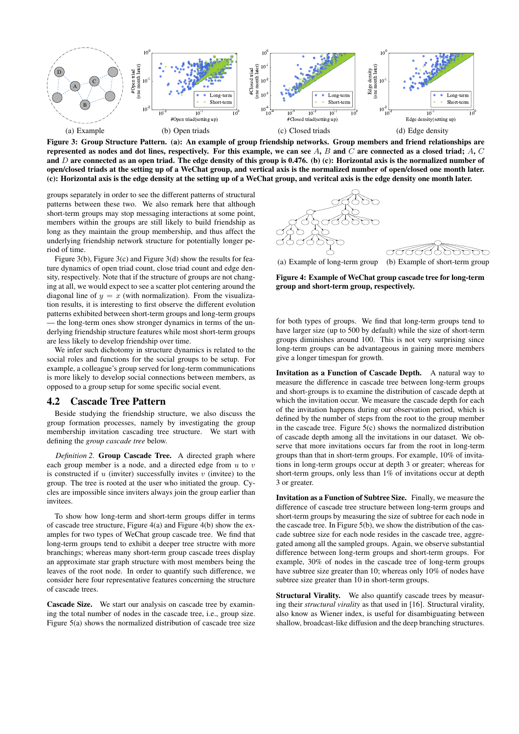(a) Example (b) Open triads (c) Closed triads (d) Edge density

**Figure 3: Group Structure Pattern. (a): An example of group friendship networks. Group members and friend relationships are represented as nodes and dot lines, respectively. For this example, we can see $A$, $B$ and $C$ are connected as a closed triad; $A$, $C$ and $D$ are connected as an open triad. The edge density of this group is 0.476. (b) (c): Horizontal axis is the normalized number of open/closed triads at the setting up of a WeChat group, and vertical axis is the normalized number of open/closed one month later. (c): Horizontal axis is the edge density at the setting up of a WeChat group, and veritcal axis is the edge density one month later.**

groups separately in order to see the different patterns of structural patterns between these two. We also remark here that although short-term groups may stop messaging interactions at some point, members within the groups are still likely to build friendship as long as they maintain the group membership, and thus affect the underlying friendship network structure for potentially longer period of time.

Figure 3(b), Figure 3(c) and Figure 3(d) show the results for feature dynamics of open triad count, close triad count and edge density, respectively. Note that if the structure of groups are not changing at all, we would expect to see a scatter plot centering around the diagonal line of $y = x$ (with normalization). From the visualization results, it is interesting to first observe the different evolution patterns exhibited between short-term groups and long-term groups — the long-term ones show stronger dynamics in terms of the underlying friendship structure features while most short-term groups are less likely to develop friendship over time.

We infer such dichotomy in structure dynamics is related to the social roles and functions for the social groups to be setup. For example, a colleague's group served for long-term communications is more likely to develop social connections between members, as opposed to a group setup for some specific social event.

## 4.2 Cascade Tree Pattern

Beside studying the friendship structure, we also discuss the group formation processes, namely by investigating the group membership invitation cascading tree structure. We start with defining the *group cascade tree* below.

*Definition 2.* **Group Cascade Tree.** A directed graph where each group member is a node, and a directed edge from $u$ to $v$ is constructed if $u$ (inviter) successfully invites $v$ (invitee) to the group. The tree is rooted at the user who initiated the group. Cycles are impossible since inviters always join the group earlier than invitees.

To show how long-term and short-term groups differ in terms of cascade tree structure, Figure 4(a) and Figure 4(b) show the examples for two types of WeChat group cascade tree. We find that long-term groups tend to exhibit a deeper tree structre with more branchings; whereas many short-term group cascade trees display an approximate star graph structure with most members being the leaves of the root node. In order to quantify such difference, we consider here four representative features concerning the structure of cascade trees.

**Cascade Size.** We start our analysis on cascade tree by examining the total number of nodes in the cascade tree, i.e., group size. Figure 5(a) shows the normalized distribution of cascade tree size

(a) Example of long-term group (b) Example of short-term group

**Figure 4: Example of WeChat group cascade tree for long-term group and short-term group, respectively.**

for both types of groups. We find that long-term groups tend to have larger size (up to 500 by default) while the size of short-term groups diminishes around 100. This is not very surprising since long-term groups can be advantageous in gaining more members give a longer timespan for growth.

**Invitation as a Function of Cascade Depth.** A natural way to measure the difference in cascade tree between long-term groups and short-groups is to examine the distribution of cascade depth at which the invitation occur. We measure the cascade depth for each of the invitation happens during our observation period, which is defined by the number of steps from the root to the group member in the cascade tree. Figure 5(c) shows the normalized distribution of cascade depth among all the invitations in our dataset. We observe that more invitations occurs far from the root in long-term groups than that in short-term groups. For example, 10% of invitations in long-term groups occur at depth 3 or greater; whereas for short-term groups, only less than 1% of invitations occur at depth 3 or greater.

**Invitation as a Function of Subtree Size.** Finally, we measure the difference of cascade tree structure between long-term groups and short-term groups by measuring the size of subtree for each node in the cascade tree. In Figure 5(b), we show the distribution of the cascade subtree size for each node resides in the cascade tree, aggregated among all the sampled groups. Again, we observe substantial difference between long-term groups and short-term groups. For example, 30% of nodes in the cascade tree of long-term groups have subtree size greater than 10; whereas only 10% of nodes have subtree size greater than 10 in short-term groups.

**Structural Virality.** We also quantify cascade trees by measuring their *structural virality* as that used in [16]. Structural virality, also know as Wiener index, is useful for disambiguating between shallow, broadcast-like diffusion and the deep branching structures.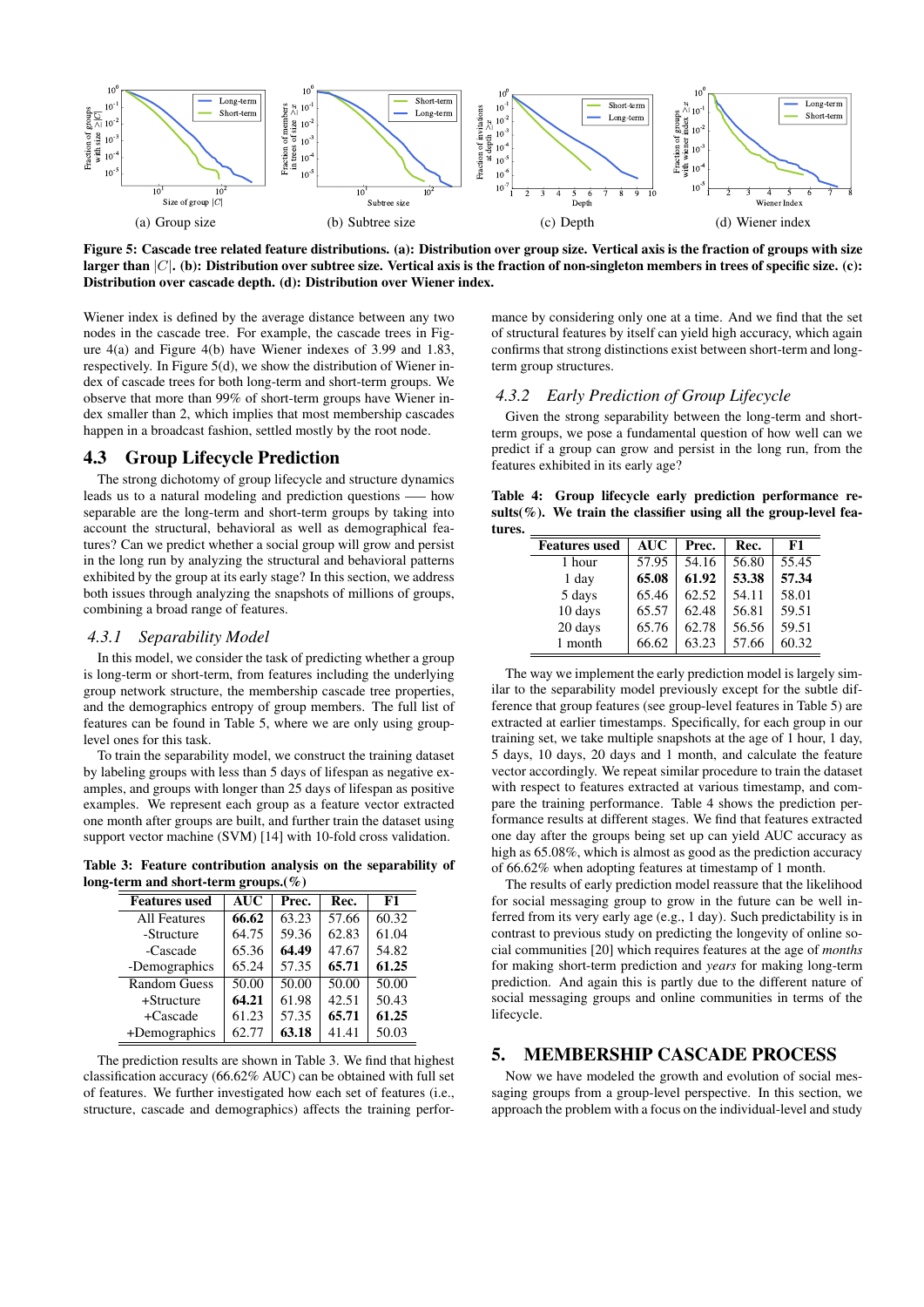(a) Group size (b) Subtree size (c) Depth (d) Wiener index

**Figure 5: Cascade tree related feature distributions. (a): Distribution over group size. Vertical axis is the fraction of groups with size larger than $|C|$. (b): Distribution over subtree size. Vertical axis is the fraction of non-singleton members in trees of specific size. (c): Distribution over cascade depth. (d): Distribution over Wiener index.**

Wiener index is defined by the average distance between any two nodes in the cascade tree. For example, the cascade trees in Figure 4(a) and Figure 4(b) have Wiener indexes of 3.99 and 1.83, respectively. In Figure 5(d), we show the distribution of Wiener index of cascade trees for both long-term and short-term groups. We observe that more than 99% of short-term groups have Wiener index smaller than 2, which implies that most membership cascades happen in a broadcast fashion, settled mostly by the root node.

## 4.3 Group Lifecycle Prediction

The strong dichotomy of group lifecycle and structure dynamics leads us to a natural modeling and prediction questions —– how separable are the long-term and short-term groups by taking into account the structural, behavioral as well as demographical features? Can we predict whether a social group will grow and persist in the long run by analyzing the structural and behavioral patterns exhibited by the group at its early stage? In this section, we address both issues through analyzing the snapshots of millions of groups, combining a broad range of features.

### *4.3.1 Separability Model*

In this model, we consider the task of predicting whether a group is long-term or short-term, from features including the underlying group network structure, the membership cascade tree properties, and the demographics entropy of group members. The full list of features can be found in Table 5, where we are only using group-level ones for this task.

To train the separability model, we construct the training dataset by labeling groups with less than 5 days of lifespan as negative examples, and groups with longer than 25 days of lifespan as positive examples. We represent each group as a feature vector extracted one month after groups are built, and further train the dataset using support vector machine (SVM) [14] with 10-fold cross validation.

**Table 3: Feature contribution analysis on the separability of long-term and short-term groups.(%)**

| Features used | AUC | Prec. | Rec. | F1 |
|---|---|---|---|---|
| All Features | **66.62** | 63.23 | 57.66 | 60.32 |
| -Structure | 64.75 | 59.36 | 62.83 | 61.04 |
| -Cascade | 65.36 | **64.49** | 47.67 | 54.82 |
| -Demographics | 65.24 | 57.35 | **65.71** | **61.25** |
| Random Guess | 50.00 | 50.00 | 50.00 | 50.00 |
| +Structure | **64.21** | 61.98 | 42.51 | 50.43 |
| +Cascade | 61.23 | 57.35 | **65.71** | **61.25** |
| +Demographics | 62.77 | **63.18** | 41.41 | 50.03 |

The prediction results are shown in Table 3. We find that highest classification accuracy (66.62% AUC) can be obtained with full set of features. We further investigated how each set of features (i.e., structure, cascade and demographics) affects the training performance by considering only one at a time. And we find that the set of structural features by itself can yield high accuracy, which again confirms that strong distinctions exist between short-term and long-term group structures.

### *4.3.2 Early Prediction of Group Lifecycle*

Given the strong separability between the long-term and short-term groups, we pose a fundamental question of how well can we predict if a group can grow and persist in the long run, from the features exhibited in its early age?

**Table 4: Group lifecycle early prediction performance results(%). We train the classifier using all the group-level features.**

| Features used | AUC | Prec. | Rec. | F1 |
|---|---|---|---|---|
| 1 hour | 57.95 | 54.16 | 56.80 | 55.45 |
| 1 day | **65.08** | **61.92** | **53.38** | **57.34** |
| 5 days | 65.46 | 62.52 | 54.11 | 58.01 |
| 10 days | 65.57 | 62.48 | 56.81 | 59.51 |
| 20 days | 65.76 | 62.78 | 56.56 | 59.51 |
| 1 month | 66.62 | 63.23 | 57.66 | 60.32 |

The way we implement the early prediction model is largely similar to the separability model previously except for the subtle difference that group features (see group-level features in Table 5) are extracted at earlier timestamps. Specifically, for each group in our training set, we take multiple snapshots at the age of 1 hour, 1 day, 5 days, 10 days, 20 days and 1 month, and calculate the feature vector accordingly. We repeat similar procedure to train the dataset with respect to features extracted at various timestamp, and compare the training performance. Table 4 shows the prediction performance results at different stages. We find that features extracted one day after the groups being set up can yield AUC accuracy as high as 65.08%, which is almost as good as the prediction accuracy of 66.62% when adopting features at timestamp of 1 month.

The results of early prediction model reassure that the likelihood for social messaging group to grow in the future can be well inferred from its very early age (e.g., 1 day). Such predictability is in contrast to previous study on predicting the longevity of online social communities [20] which requires features at the age of *months* for making short-term prediction and *years* for making long-term prediction. And again this is partly due to the different nature of social messaging groups and online communities in terms of the lifecycle.

# 5. MEMBERSHIP CASCADE PROCESS

Now we have modeled the growth and evolution of social messaging groups from a group-level perspective. In this section, we approach the problem with a focus on the individual-level and study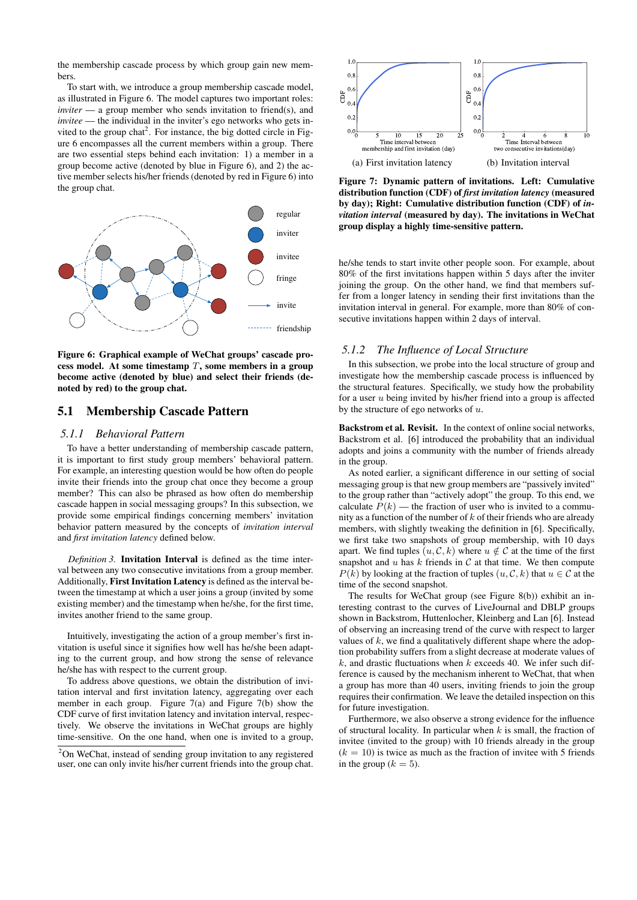the membership cascade process by which group gain new members.

To start with, we introduce a group membership cascade model, as illustrated in Figure 6. The model captures two important roles: *inviter* — a group member who sends invitation to friend(s), and *invitee* — the individual in the inviter's ego networks who gets invited to the group chat[2]. For instance, the big dotted circle in Figure 6 encompasses all the current members within a group. There are two essential steps behind each invitation: 1) a member in a group become active (denoted by blue in Figure 6), and 2) the active member selects his/her friends (denoted by red in Figure 6) into the group chat.

**Figure 6: Graphical example of WeChat groups' cascade process model. At some timestamp $T$, some members in a group become active (denoted by blue) and select their friends (denoted by red) to the group chat.**

## 5.1 Membership Cascade Pattern

### 5.1.1 Behavioral Pattern

To have a better understanding of membership cascade pattern, it is important to first study group members' behavioral pattern. For example, an interesting question would be how often do people invite their friends into the group chat once they become a group member? This can also be phrased as how often do membership cascade happen in social messaging groups? In this subsection, we provide some empirical findings concerning members' invitation behavior pattern measured by the concepts of *invitation interval* and *first invitation latency* defined below.

*Definition 3.* **Invitation Interval** is defined as the time interval between any two consecutive invitations from a group member. Additionally, **First Invitation Latency** is defined as the interval between the timestamp at which a user joins a group (invited by some existing member) and the timestamp when he/she, for the first time, invites another friend to the same group.

Intuitively, investigating the action of a group member's first invitation is useful since it signifies how well has he/she been adapting to the current group, and how strong the sense of relevance he/she has with respect to the current group.

To address above questions, we obtain the distribution of invitation interval and first invitation latency, aggregating over each member in each group. Figure 7(a) and Figure 7(b) show the CDF curve of first invitation latency and invitation interval, respectively. We observe the invitations in WeChat groups are highly time-sensitive. On the one hand, when one is invited to a group, he/she tends to start invite other people soon. For example, about 80% of the first invitations happen within 5 days after the inviter joining the group. On the other hand, we find that members suffer from a longer latency in sending their first invitations than the invitation interval in general. For example, more than 80% of consecutive invitations happen within 2 days of interval.

[2] On WeChat, instead of sending group invitation to any registered user, one can only invite his/her current friends into the group chat.

(a) First invitation latency (b) Invitation interval

**Figure 7: Dynamic pattern of invitations. Left: Cumulative distribution function (CDF) of *first invitation latency* (measured by day); Right: Cumulative distribution function (CDF) of *invitation interval* (measured by day). The invitations in WeChat group display a highly time-sensitive pattern.**

### 5.1.2 The Influence of Local Structure

In this subsection, we probe into the local structure of group and investigate how the membership cascade process is influenced by the structural features. Specifically, we study how the probability for a user $u$ being invited by his/her friend into a group is affected by the structure of ego networks of $u$.

**Backstrom et al. Revisit.** In the context of online social networks, Backstrom et al. [6] introduced the probability that an individual adopts and joins a community with the number of friends already in the group.

As noted earlier, a significant difference in our setting of social messaging group is that new group members are "passively invited" to the group rather than "actively adopt" the group. To this end, we calculate $P(k)$ — the fraction of user who is invited to a community as a function of the number of $k$ of their friends who are already members, with slightly tweaking the definition in [6]. Specifically, we first take two snapshots of group membership, with 10 days apart. We find tuples $(u, \mathcal{C}, k)$ where $u \notin \mathcal{C}$ at the time of the first snapshot and $u$ has $k$ friends in $\mathcal{C}$ at that time. We then compute $P(k)$ by looking at the fraction of tuples $(u, \mathcal{C}, k)$ that $u \in \mathcal{C}$ at the time of the second snapshot.

The results for WeChat group (see Figure 8(b)) exhibit an interesting contrast to the curves of LiveJournal and DBLP groups shown in Backstrom, Huttenlocher, Kleinberg and Lan [6]. Instead of observing an increasing trend of the curve with respect to larger values of $k$, we find a qualitatively different shape where the adoption probability suffers from a slight decrease at moderate values of $k$, and drastic fluctuations when $k$ exceeds 40. We infer such difference is caused by the mechanism inherent to WeChat, that when a group has more than 40 users, inviting friends to join the group requires their confirmation. We leave the detailed inspection on this for future investigation.

Furthermore, we also observe a strong evidence for the influence of structural locality. In particular when $k$ is small, the fraction of invitee (invited to the group) with 10 friends already in the group ($k = 10$) is twice as much as the fraction of invitee with 5 friends in the group ($k = 5$).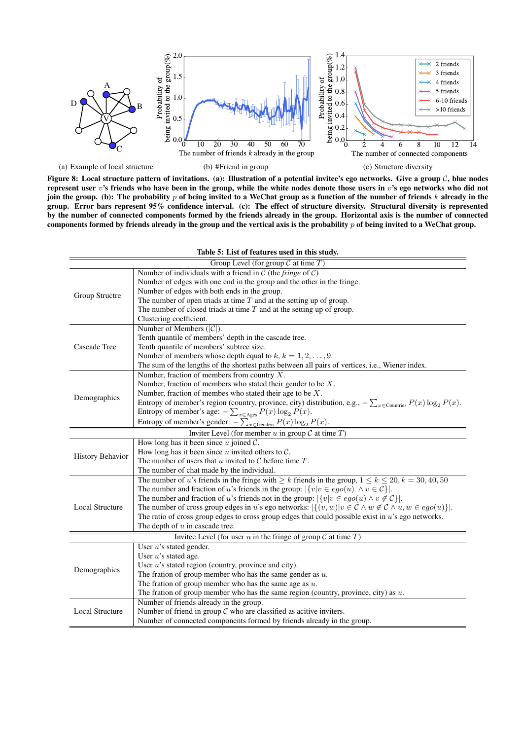(a) Example of local structure (b) #Friend in group (c) Structure diversity

**Figure 8: Local structure pattern of invitations. (a): Illustration of a potential invitee's ego networks. Give a group $\mathcal{C}$, blue nodes represent user $v$'s friends who have been in the group, while the white nodes denote those users in $v$'s ego networks who did not join the group. (b): The probability $p$ of being invited to a WeChat group as a function of the number of friends $k$ already in the group. Error bars represent 95% confidence interval. (c): The effect of structure diversity. Structural diversity is represented by the number of connected components formed by the friends already in the group. Horizontal axis is the number of connected components formed by friends already in the group and the vertical axis is the probability $p$ of being invited to a WeChat group.**

**Table 5: List of features used in this study.**

| | |
|---|---|
| **Group Level (for group $\mathcal{C}$ at time $T$)** | |
| Group Structre | Number of individuals with a friend in $\mathcal{C}$ (the *fringe* of $\mathcal{C}$)<br>Number of edges with one end in the group and the other in the fringe.<br>Number of edges with both ends in the group.<br>The number of open triads at time $T$ and at the setting up of group.<br>The number of closed triads at time $T$ and at the setting up of group.<br>Clustering coefficient. |
| Cascade Tree | Number of Members ($\lvert\mathcal{C}\rvert$).<br>Tenth quantile of members' depth in the cascade tree.<br>Tenth quantile of members' subtree size.<br>Number of members whose depth equal to $k$, $k = 1, 2, \dots, 9$.<br>The sum of the lengths of the shortest paths between all pairs of vertices, i.e., Wiener index. |
| Demographics | Number, fraction of members from country $X$.<br>Number, fraction of members who stated their gender to be $X$.<br>Number, fraction of membes who stated their age to be $X$.<br>Entropy of member's region (country, province, city) distribution, e.g., $-\sum_{x\in\text{Countries}} P(x)\log_2 P(x)$.<br>Entropy of member's age: $-\sum_{x\in\text{Ages}} P(x)\log_2 P(x)$.<br>Entropy of member's gender: $-\sum_{x\in\text{Genders}} P(x)\log_2 P(x)$. |
| **Inviter Level (for member $u$ in group $\mathcal{C}$ at time $T$)** | |
| History Behavior | How long has it been since $u$ joined $\mathcal{C}$.<br>How long has it been since $u$ invited others to $\mathcal{C}$.<br>The number of users that $u$ invited to $\mathcal{C}$ before time $T$.<br>The number of chat made by the individual. |
| Local Structure | The number of $u$'s friends in the fringe with $\geq k$ friends in the group, $1 \leq k \leq 20$, $k = 30, 40, 50$<br>The number and fraction of $u$'s friends in the group: $\lvert\{v \mid v \in ego(u) \ \wedge v \in \mathcal{C}\}\rvert$.<br>The number and fraction of $u$'s friends not in the group: $\lvert\{v \mid v \in ego(u) \wedge v \notin \mathcal{C}\}\rvert$.<br>The number of cross group edges in $u$'s ego networks: $\lvert\{(v, w) \mid v \in \mathcal{C} \wedge w \notin \mathcal{C} \wedge u, w \in ego(u)\}\rvert$.<br>The ratio of cross group edges to cross group edges that could possible exist in $u$'s ego networks.<br>The depth of $u$ in cascade tree. |
| **Invitee Level (for user $u$ in the fringe of group $\mathcal{C}$ at time $T$)** | |
| Demographics | User $u$'s stated gender.<br>User $u$'s stated age.<br>User $u$'s stated region (country, province and city).<br>The fration of group member who has the same gender as $u$.<br>The fration of group member who has the same age as $u$.<br>The fration of group member who has the same region (country, province, city) as $u$. |
| Local Structure | Number of friends already in the group.<br>Number of friend in group $\mathcal{C}$ who are classified as acitive inviters.<br>Number of connected components formed by friends already in the group. |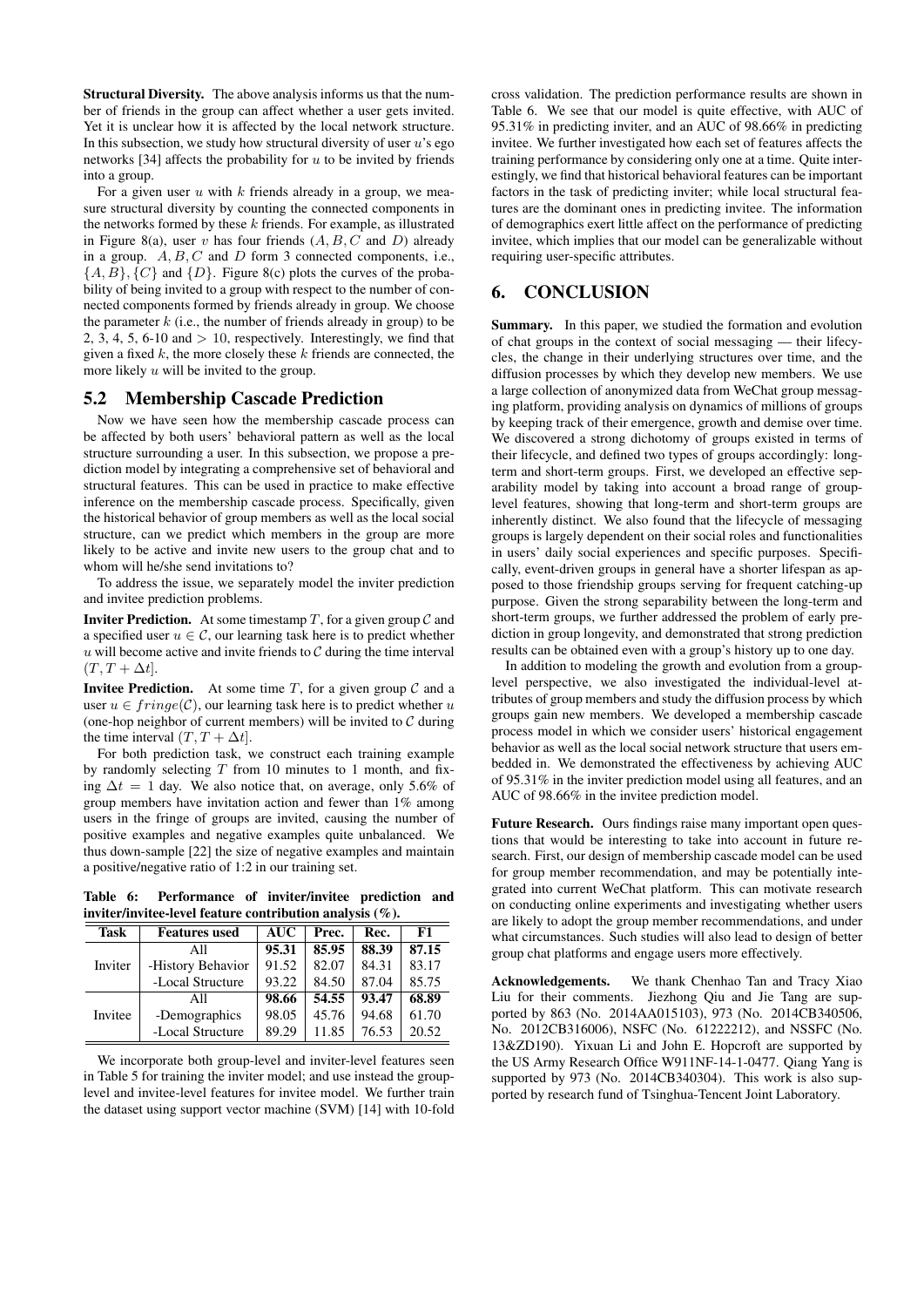**Structural Diversity.** The above analysis informs us that the number of friends in the group can affect whether a user gets invited. Yet it is unclear how it is affected by the local network structure. In this subsection, we study how structural diversity of user $u$'s ego networks [34] affects the probability for $u$ to be invited by friends into a group.

For a given user $u$ with $k$ friends already in a group, we measure structural diversity by counting the connected components in the networks formed by these $k$ friends. For example, as illustrated in Figure 8(a), user $v$ has four friends ($A, B, C$ and $D$) already in a group. $A, B, C$ and $D$ form 3 connected components, i.e., $\{A, B\}, \{C\}$ and $\{D\}$. Figure 8(c) plots the curves of the probability of being invited to a group with respect to the number of connected components formed by friends already in group. We choose the parameter $k$ (i.e., the number of friends already in group) to be 2, 3, 4, 5, 6-10 and $> 10$, respectively. Interestingly, we find that given a fixed $k$, the more closely these $k$ friends are connected, the more likely $u$ will be invited to the group.

## 5.2 Membership Cascade Prediction

Now we have seen how the membership cascade process can be affected by both users' behavioral pattern as well as the local structure surrounding a user. In this subsection, we propose a prediction model by integrating a comprehensive set of behavioral and structural features. This can be used in practice to make effective inference on the membership cascade process. Specifically, given the historical behavior of group members as well as the local social structure, can we predict which members in the group are more likely to be active and invite new users to the group chat and to whom will he/she send invitations to?

To address the issue, we separately model the inviter prediction and invitee prediction problems.

**Inviter Prediction.** At some timestamp $T$, for a given group $\mathcal{C}$ and a specified user $u \in \mathcal{C}$, our learning task here is to predict whether $u$ will become active and invite friends to $\mathcal{C}$ during the time interval $(T, T + \Delta t]$.

**Invitee Prediction.** At some time $T$, for a given group $\mathcal{C}$ and a user $u \in fringe(\mathcal{C})$, our learning task here is to predict whether $u$ (one-hop neighbor of current members) will be invited to $\mathcal{C}$ during the time interval $(T, T + \Delta t]$.

For both prediction task, we construct each training example by randomly selecting $T$ from 10 minutes to 1 month, and fixing $\Delta t = 1$ day. We also notice that, on average, only 5.6% of group members have invitation action and fewer than 1% among users in the fringe of groups are invited, causing the number of positive examples and negative examples quite unbalanced. We thus down-sample [22] the size of negative examples and maintain a positive/negative ratio of 1:2 in our training set.

**Table 6: Performance of inviter/invitee prediction and inviter/invitee-level feature contribution analysis (%).**

| Task | Features used | AUC | Prec. | Rec. | F1 |
|---|---|---|---|---|---|
| Inviter | All | **95.31** | **85.95** | **88.39** | **87.15** |
| | -History Behavior | 91.52 | 82.07 | 84.31 | 83.17 |
| | -Local Structure | 93.22 | 84.50 | 87.04 | 85.75 |
| Invitee | All | **98.66** | **54.55** | **93.47** | **68.89** |
| | -Demographics | 98.05 | 45.76 | 94.68 | 61.70 |
| | -Local Structure | 89.29 | 11.85 | 76.53 | 20.52 |

We incorporate both group-level and inviter-level features seen in Table 5 for training the inviter model; and use instead the group-level and invitee-level features for invitee model. We further train the dataset using support vector machine (SVM) [14] with 10-fold cross validation. The prediction performance results are shown in Table 6. We see that our model is quite effective, with AUC of 95.31% in predicting inviter, and an AUC of 98.66% in predicting invitee. We further investigated how each set of features affects the training performance by considering only one at a time. Quite interestingly, we find that historical behavioral features can be important factors in the task of predicting inviter; while local structural features are the dominant ones in predicting invitee. The information of demographics exert little affect on the performance of predicting invitee, which implies that our model can be generalizable without requiring user-specific attributes.

# 6. CONCLUSION

**Summary.** In this paper, we studied the formation and evolution of chat groups in the context of social messaging — their lifecycles, the change in their underlying structures over time, and the diffusion processes by which they develop new members. We use a large collection of anonymized data from WeChat group messaging platform, providing analysis on dynamics of millions of groups by keeping track of their emergence, growth and demise over time. We discovered a strong dichotomy of groups existed in terms of their lifecycle, and defined two types of groups accordingly: long-term and short-term groups. First, we developed an effective separability model by taking into account a broad range of group-level features, showing that long-term and short-term groups are inherently distinct. We also found that the lifecycle of messaging groups is largely dependent on their social roles and functionalities in users' daily social experiences and specific purposes. Specifically, event-driven groups in general have a shorter lifespan as apposed to those friendship groups serving for frequent catching-up purpose. Given the strong separability between the long-term and short-term groups, we further addressed the problem of early prediction in group longevity, and demonstrated that strong prediction results can be obtained even with a group's history up to one day.

In addition to modeling the growth and evolution from a group-level perspective, we also investigated the individual-level attributes of group members and study the diffusion process by which groups gain new members. We developed a membership cascade process model in which we consider users' historical engagement behavior as well as the local social network structure that users embedded in. We demonstrated the effectiveness by achieving AUC of 95.31% in the inviter prediction model using all features, and an AUC of 98.66% in the invitee prediction model.

**Future Research.** Ours findings raise many important open questions that would be interesting to take into account in future research. First, our design of membership cascade model can be used for group member recommendation, and may be potentially integrated into current WeChat platform. This can motivate research on conducting online experiments and investigating whether users are likely to adopt the group member recommendations, and under what circumstances. Such studies will also lead to design of better group chat platforms and engage users more effectively.

**Acknowledgements.** We thank Chenhao Tan and Tracy Xiao Liu for their comments. Jiezhong Qiu and Jie Tang are supported by 863 (No. 2014AA015103), 973 (No. 2014CB340506, No. 2012CB316006), NSFC (No. 61222212), and NSSFC (No. 13&ZD190). Yixuan Li and John E. Hopcroft are supported by the US Army Research Office W911NF-14-1-0477. Qiang Yang is supported by 973 (No. 2014CB340304). This work is also supported by research fund of Tsinghua-Tencent Joint Laboratory.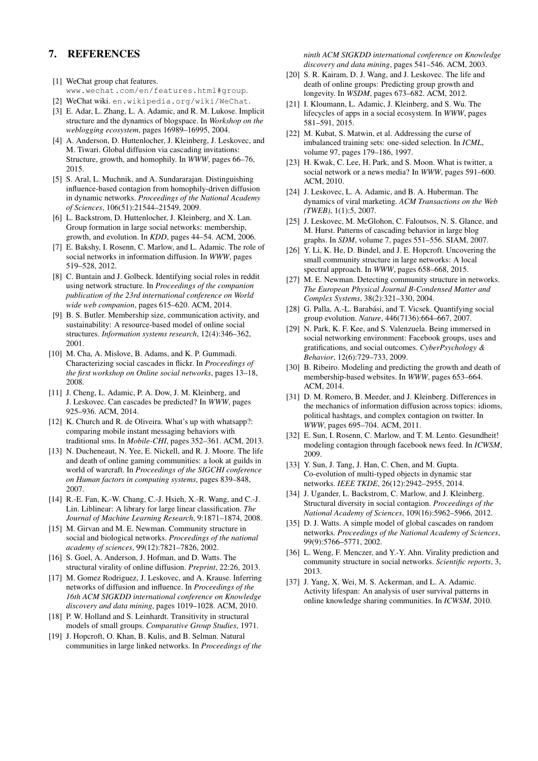## 7. REFERENCES

[1] WeChat group chat features. www.wechat.com/en/features.html#group.

[2] WeChat wiki. en.wikipedia.org/wiki/WeChat.

[3] E. Adar, L. Zhang, L. A. Adamic, and R. M. Lukose. Implicit structure and the dynamics of blogspace. In *Workshop on the weblogging ecosystem*, pages 16989–16995, 2004.

[4] A. Anderson, D. Huttenlocher, J. Kleinberg, J. Leskovec, and M. Tiwari. Global diffusion via cascading invitations: Structure, growth, and homophily. In *WWW*, pages 66–76, 2015.

[5] S. Aral, L. Muchnik, and A. Sundararajan. Distinguishing influence-based contagion from homophily-driven diffusion in dynamic networks. *Proceedings of the National Academy of Sciences*, 106(51):21544–21549, 2009.

[6] L. Backstrom, D. Huttenlocher, J. Kleinberg, and X. Lan. Group formation in large social networks: membership, growth, and evolution. In *KDD*, pages 44–54. ACM, 2006.

[7] E. Bakshy, I. Rosenn, C. Marlow, and L. Adamic. The role of social networks in information diffusion. In *WWW*, pages 519–528, 2012.

[8] C. Buntain and J. Golbeck. Identifying social roles in reddit using network structure. In *Proceedings of the companion publication of the 23rd international conference on World wide web companion*, pages 615–620. ACM, 2014.

[9] B. S. Butler. Membership size, communication activity, and sustainability: A resource-based model of online social structures. *Information systems research*, 12(4):346–362, 2001.

[10] M. Cha, A. Mislove, B. Adams, and K. P. Gummadi. Characterizing social cascades in flickr. In *Proceedings of the first workshop on Online social networks*, pages 13–18, 2008.

[11] J. Cheng, L. Adamic, P. A. Dow, J. M. Kleinberg, and J. Leskovec. Can cascades be predicted? In *WWW*, pages 925–936. ACM, 2014.

[12] K. Church and R. de Oliveira. What's up with whatsapp?: comparing mobile instant messaging behaviors with traditional sms. In *Mobile-CHI*, pages 352–361. ACM, 2013.

[13] N. Ducheneaut, N. Yee, E. Nickell, and R. J. Moore. The life and death of online gaming communities: a look at guilds in world of warcraft. In *Proceedings of the SIGCHI conference on Human factors in computing systems*, pages 839–848, 2007.

[14] R.-E. Fan, K.-W. Chang, C.-J. Hsieh, X.-R. Wang, and C.-J. Lin. Liblinear: A library for large linear classification. *The Journal of Machine Learning Research*, 9:1871–1874, 2008.

[15] M. Girvan and M. E. Newman. Community structure in social and biological networks. *Proceedings of the national academy of sciences*, 99(12):7821–7826, 2002.

[16] S. Goel, A. Anderson, J. Hofman, and D. Watts. The structural virality of online diffusion. *Preprint*, 22:26, 2013.

[17] M. Gomez Rodriguez, J. Leskovec, and A. Krause. Inferring networks of diffusion and influence. In *Proceedings of the 16th ACM SIGKDD international conference on Knowledge discovery and data mining*, pages 1019–1028. ACM, 2010.

[18] P. W. Holland and S. Leinhardt. Transitivity in structural models of small groups. *Comparative Group Studies*, 1971.

[19] J. Hopcroft, O. Khan, B. Kulis, and B. Selman. Natural communities in large linked networks. In *Proceedings of the ninth ACM SIGKDD international conference on Knowledge discovery and data mining*, pages 541–546. ACM, 2003.

[20] S. R. Kairam, D. J. Wang, and J. Leskovec. The life and death of online groups: Predicting group growth and longevity. In *WSDM*, pages 673–682. ACM, 2012.

[21] I. Kloumann, L. Adamic, J. Kleinberg, and S. Wu. The lifecycles of apps in a social ecosystem. In *WWW*, pages 581–591, 2015.

[22] M. Kubat, S. Matwin, et al. Addressing the curse of imbalanced training sets: one-sided selection. In *ICML*, volume 97, pages 179–186, 1997.

[23] H. Kwak, C. Lee, H. Park, and S. Moon. What is twitter, a social network or a news media? In *WWW*, pages 591–600. ACM, 2010.

[24] J. Leskovec, L. A. Adamic, and B. A. Huberman. The dynamics of viral marketing. *ACM Transactions on the Web (TWEB)*, 1(1):5, 2007.

[25] J. Leskovec, M. McGlohon, C. Faloutsos, N. S. Glance, and M. Hurst. Patterns of cascading behavior in large blog graphs. In *SDM*, volume 7, pages 551–556. SIAM, 2007.

[26] Y. Li, K. He, D. Bindel, and J. E. Hopcroft. Uncovering the small community structure in large networks: A local spectral approach. In *WWW*, pages 658–668, 2015.

[27] M. E. Newman. Detecting community structure in networks. *The European Physical Journal B-Condensed Matter and Complex Systems*, 38(2):321–330, 2004.

[28] G. Palla, A.-L. Barabási, and T. Vicsek. Quantifying social group evolution. *Nature*, 446(7136):664–667, 2007.

[29] N. Park, K. F. Kee, and S. Valenzuela. Being immersed in social networking environment: Facebook groups, uses and gratifications, and social outcomes. *CyberPsychology & Behavior*, 12(6):729–733, 2009.

[30] B. Ribeiro. Modeling and predicting the growth and death of membership-based websites. In *WWW*, pages 653–664. ACM, 2014.

[31] D. M. Romero, B. Meeder, and J. Kleinberg. Differences in the mechanics of information diffusion across topics: idioms, political hashtags, and complex contagion on twitter. In *WWW*, pages 695–704. ACM, 2011.

[32] E. Sun, I. Rosenn, C. Marlow, and T. M. Lento. Gesundheit! modeling contagion through facebook news feed. In *ICWSM*, 2009.

[33] Y. Sun, J. Tang, J. Han, C. Chen, and M. Gupta. Co-evolution of multi-typed objects in dynamic star networks. *IEEE TKDE*, 26(12):2942–2955, 2014.

[34] J. Ugander, L. Backstrom, C. Marlow, and J. Kleinberg. Structural diversity in social contagion. *Proceedings of the National Academy of Sciences*, 109(16):5962–5966, 2012.

[35] D. J. Watts. A simple model of global cascades on random networks. *Proceedings of the National Academy of Sciences*, 99(9):5766–5771, 2002.

[36] L. Weng, F. Menczer, and Y.-Y. Ahn. Virality prediction and community structure in social networks. *Scientific reports*, 3, 2013.

[37] J. Yang, X. Wei, M. S. Ackerman, and L. A. Adamic. Activity lifespan: An analysis of user survival patterns in online knowledge sharing communities. In *ICWSM*, 2010.